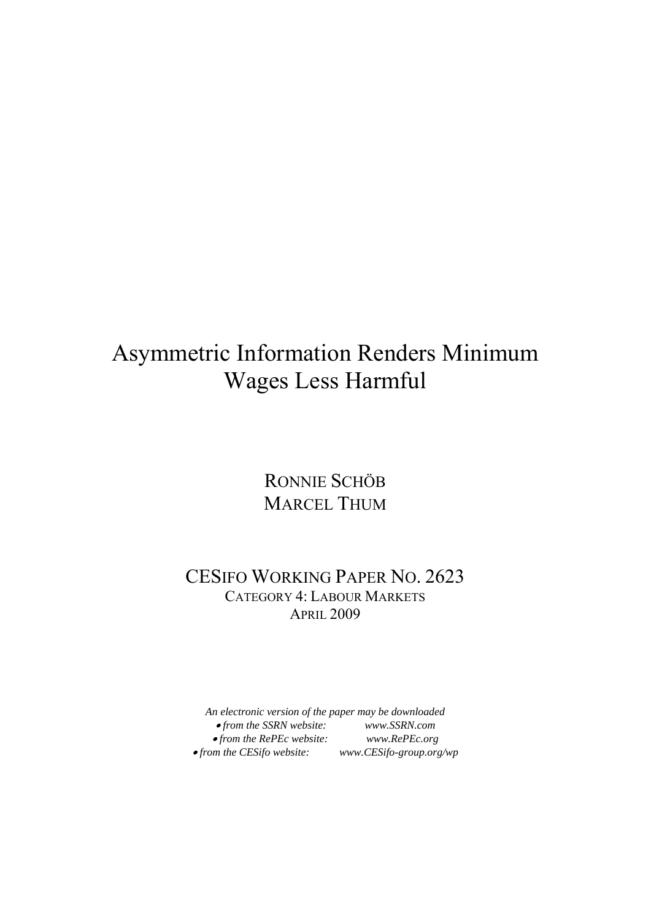# Asymmetric Information Renders Minimum Wages Less Harmful

RONNIE SCHÖB
MARCEL THUM

CESIFO WORKING PAPER NO. 2623
CATEGORY 4: LABOUR MARKETS
APRIL 2009

*An electronic version of the paper may be downloaded*
- *from the SSRN website:* *www.SSRN.com*
- *from the RePEc website:* *www.RePEc.org*
- *from the CESifo website:* *www.CESifo-group.org/wp*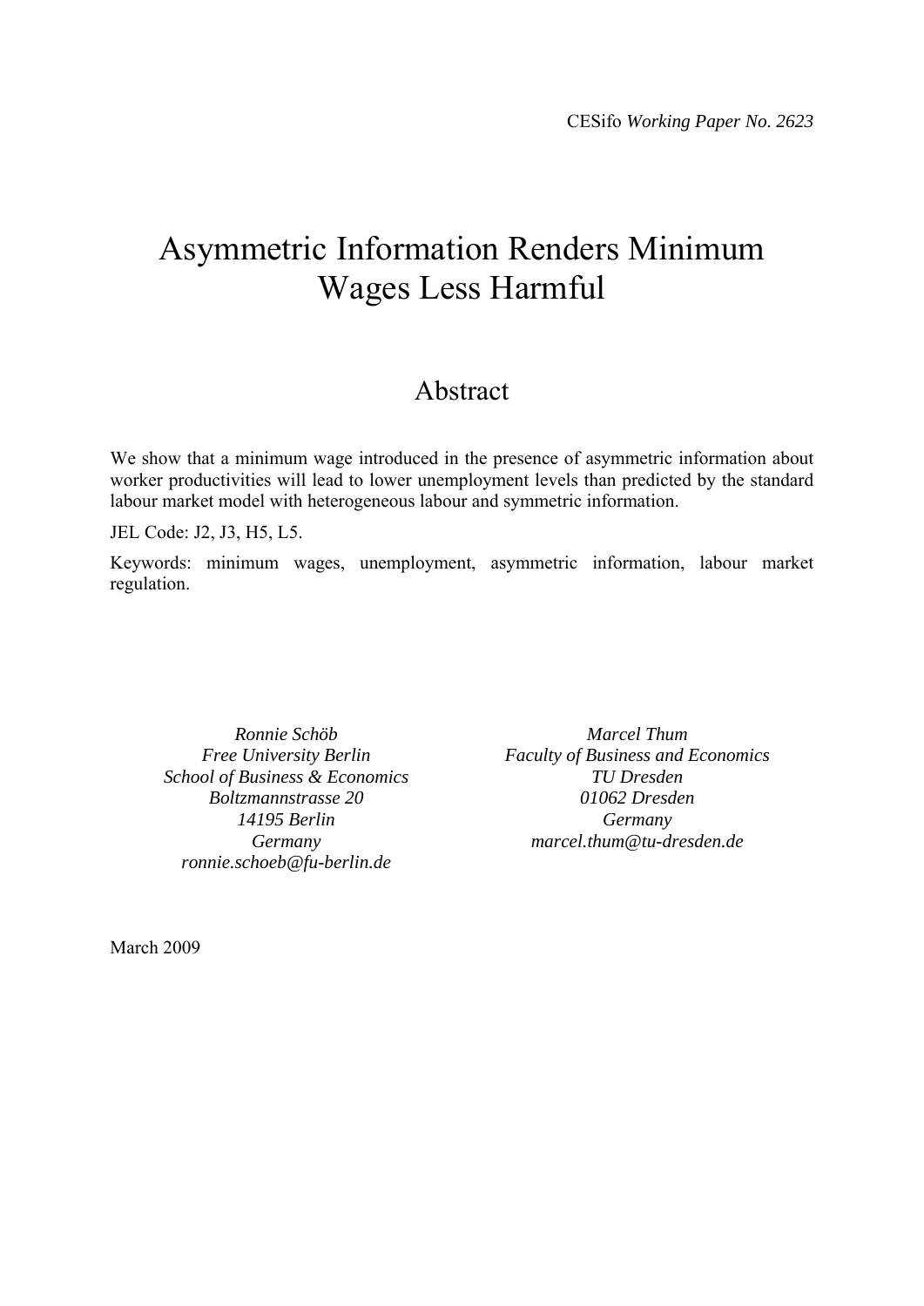CESifo *Working Paper No. 2623*

# Asymmetric Information Renders Minimum Wages Less Harmful

## Abstract

We show that a minimum wage introduced in the presence of asymmetric information about worker productivities will lead to lower unemployment levels than predicted by the standard labour market model with heterogeneous labour and symmetric information.

JEL Code: J2, J3, H5, L5.

Keywords: minimum wages, unemployment, asymmetric information, labour market regulation.

*Ronnie Schöb*
*Free University Berlin*
*School of Business & Economics*
*Boltzmannstrasse 20*
*14195 Berlin*
*Germany*
*ronnie.schoeb@fu-berlin.de*

*Marcel Thum*
*Faculty of Business and Economics*
*TU Dresden*
*01062 Dresden*
*Germany*
*marcel.thum@tu-dresden.de*

March 2009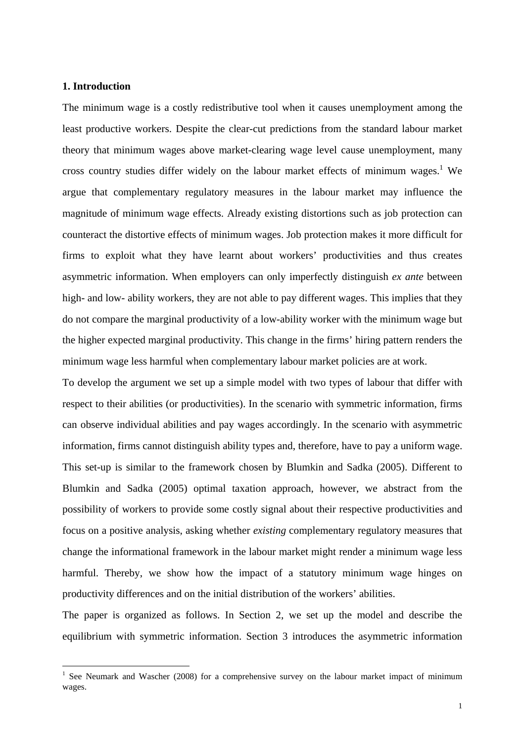## 1. Introduction

The minimum wage is a costly redistributive tool when it causes unemployment among the least productive workers. Despite the clear-cut predictions from the standard labour market theory that minimum wages above market-clearing wage level cause unemployment, many cross country studies differ widely on the labour market effects of minimum wages.[1] We argue that complementary regulatory measures in the labour market may influence the magnitude of minimum wage effects. Already existing distortions such as job protection can counteract the distortive effects of minimum wages. Job protection makes it more difficult for firms to exploit what they have learnt about workers' productivities and thus creates asymmetric information. When employers can only imperfectly distinguish *ex ante* between high- and low- ability workers, they are not able to pay different wages. This implies that they do not compare the marginal productivity of a low-ability worker with the minimum wage but the higher expected marginal productivity. This change in the firms' hiring pattern renders the minimum wage less harmful when complementary labour market policies are at work.

To develop the argument we set up a simple model with two types of labour that differ with respect to their abilities (or productivities). In the scenario with symmetric information, firms can observe individual abilities and pay wages accordingly. In the scenario with asymmetric information, firms cannot distinguish ability types and, therefore, have to pay a uniform wage. This set-up is similar to the framework chosen by Blumkin and Sadka (2005). Different to Blumkin and Sadka (2005) optimal taxation approach, however, we abstract from the possibility of workers to provide some costly signal about their respective productivities and focus on a positive analysis, asking whether *existing* complementary regulatory measures that change the informational framework in the labour market might render a minimum wage less harmful. Thereby, we show how the impact of a statutory minimum wage hinges on productivity differences and on the initial distribution of the workers' abilities.

The paper is organized as follows. In Section 2, we set up the model and describe the equilibrium with symmetric information. Section 3 introduces the asymmetric information

[1] See Neumark and Wascher (2008) for a comprehensive survey on the labour market impact of minimum wages.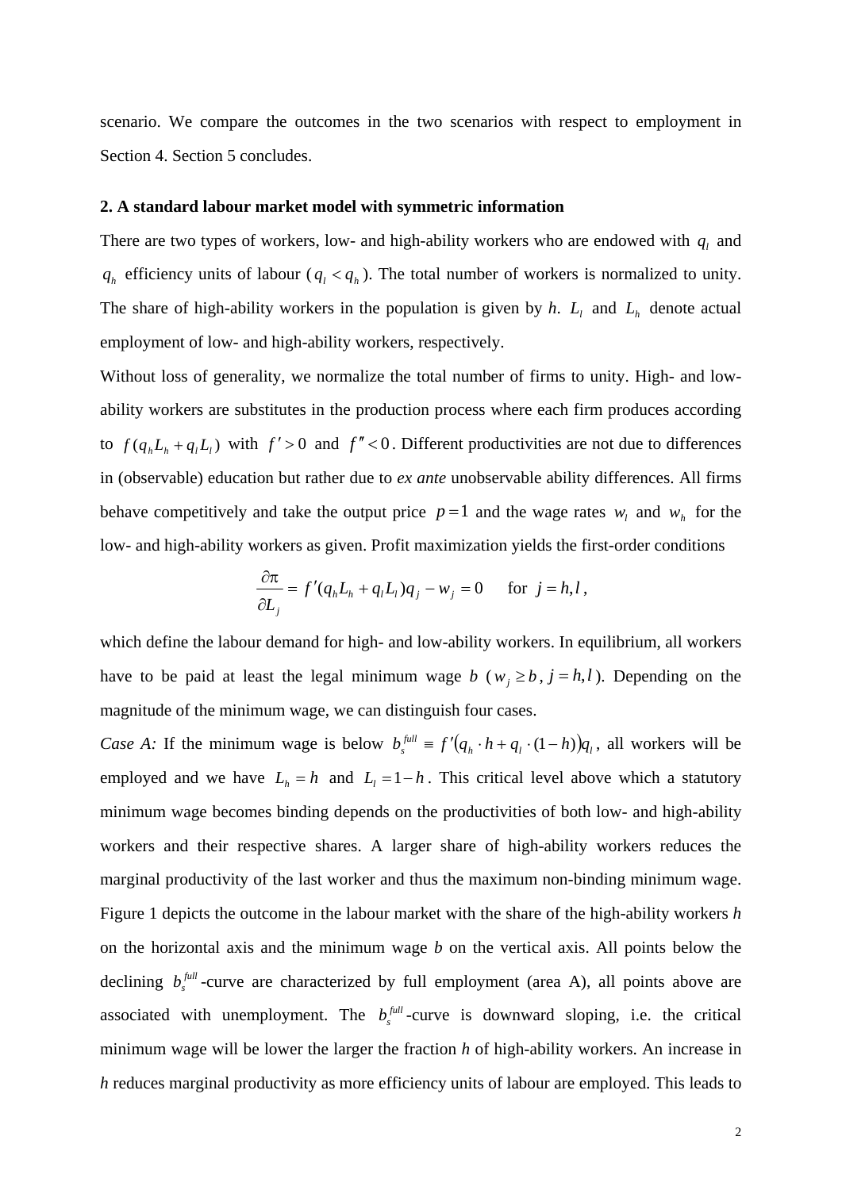scenario. We compare the outcomes in the two scenarios with respect to employment in Section 4. Section 5 concludes.

**2. A standard labour market model with symmetric information**

There are two types of workers, low- and high-ability workers who are endowed with $q_l$ and $q_h$ efficiency units of labour ($q_l < q_h$). The total number of workers is normalized to unity. The share of high-ability workers in the population is given by *h*. $L_l$ and $L_h$ denote actual employment of low- and high-ability workers, respectively.

Without loss of generality, we normalize the total number of firms to unity. High- and low-ability workers are substitutes in the production process where each firm produces according to $f(q_h L_h + q_l L_l)$ with $f' > 0$ and $f'' < 0$. Different productivities are not due to differences in (observable) education but rather due to *ex ante* unobservable ability differences. All firms behave competitively and take the output price $p = 1$ and the wage rates $w_l$ and $w_h$ for the low- and high-ability workers as given. Profit maximization yields the first-order conditions

$$\frac{\partial \pi}{\partial L_j} = f'(q_h L_h + q_l L_l) q_j - w_j = 0 \qquad \text{for } j = h, l,$$

which define the labour demand for high- and low-ability workers. In equilibrium, all workers have to be paid at least the legal minimum wage $b$ ($w_j \geq b$, $j = h, l$). Depending on the magnitude of the minimum wage, we can distinguish four cases.

*Case A:* If the minimum wage is below $b_s^{full} \equiv f'(q_h \cdot h + q_l \cdot (1-h)) q_l$, all workers will be employed and we have $L_h = h$ and $L_l = 1 - h$. This critical level above which a statutory minimum wage becomes binding depends on the productivities of both low- and high-ability workers and their respective shares. A larger share of high-ability workers reduces the marginal productivity of the last worker and thus the maximum non-binding minimum wage. Figure 1 depicts the outcome in the labour market with the share of the high-ability workers *h* on the horizontal axis and the minimum wage *b* on the vertical axis. All points below the declining $b_s^{full}$-curve are characterized by full employment (area A), all points above are associated with unemployment. The $b_s^{full}$-curve is downward sloping, i.e. the critical minimum wage will be lower the larger the fraction *h* of high-ability workers. An increase in *h* reduces marginal productivity as more efficiency units of labour are employed. This leads to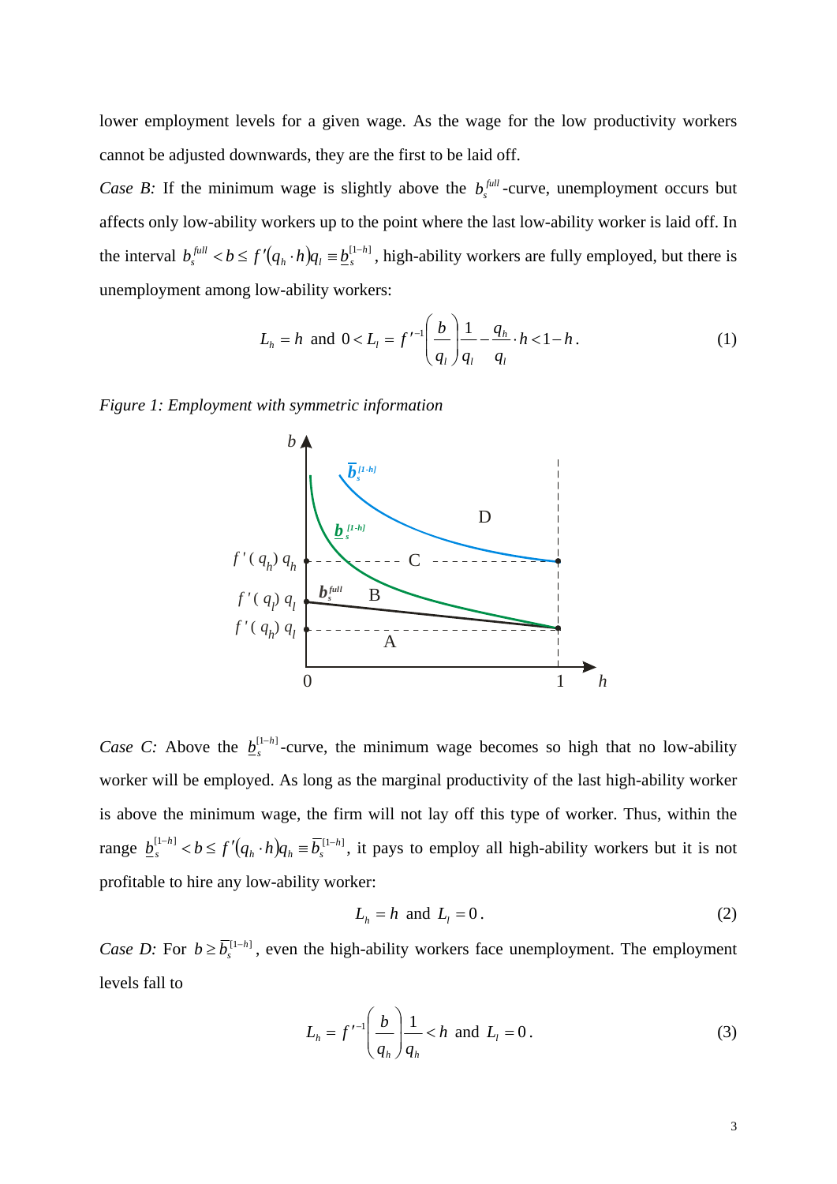lower employment levels for a given wage. As the wage for the low productivity workers cannot be adjusted downwards, they are the first to be laid off.

*Case B:* If the minimum wage is slightly above the $b_s^{full}$-curve, unemployment occurs but affects only low-ability workers up to the point where the last low-ability worker is laid off. In the interval $b_s^{full} < b \leq f'(q_h \cdot h)q_l \equiv \underline{b}_s^{[1-h]}$, high-ability workers are fully employed, but there is unemployment among low-ability workers:

$$L_h = h \text{ and } 0 < L_l = f'^{-1}\left(\frac{b}{q_l}\right)\frac{1}{q_l} - \frac{q_h}{q_l} \cdot h < 1 - h. \tag{1}$$

*Figure 1: Employment with symmetric information*

*Case C:* Above the $\underline{b}_s^{[1-h]}$-curve, the minimum wage becomes so high that no low-ability worker will be employed. As long as the marginal productivity of the last high-ability worker is above the minimum wage, the firm will not lay off this type of worker. Thus, within the range $\underline{b}_s^{[1-h]} < b \leq f'(q_h \cdot h)q_h \equiv \overline{b}_s^{[1-h]}$, it pays to employ all high-ability workers but it is not profitable to hire any low-ability worker:

$$L_h = h \text{ and } L_l = 0. \tag{2}$$

*Case D:* For $b \geq \overline{b}_s^{[1-h]}$, even the high-ability workers face unemployment. The employment levels fall to

$$L_h = f'^{-1}\left(\frac{b}{q_h}\right)\frac{1}{q_h} < h \text{ and } L_l = 0. \tag{3}$$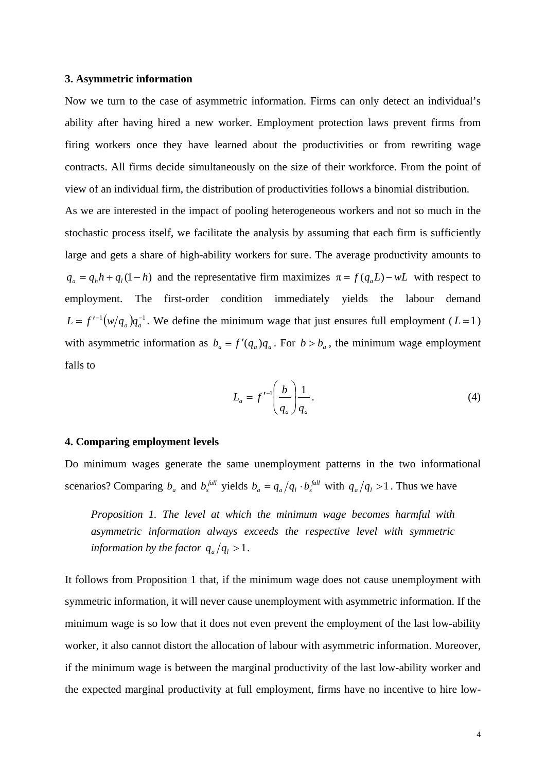### 3. Asymmetric information

Now we turn to the case of asymmetric information. Firms can only detect an individual's ability after having hired a new worker. Employment protection laws prevent firms from firing workers once they have learned about the productivities or from rewriting wage contracts. All firms decide simultaneously on the size of their workforce. From the point of view of an individual firm, the distribution of productivities follows a binomial distribution.

As we are interested in the impact of pooling heterogeneous workers and not so much in the stochastic process itself, we facilitate the analysis by assuming that each firm is sufficiently large and gets a share of high-ability workers for sure. The average productivity amounts to $q_a = q_h h + q_l (1-h)$ and the representative firm maximizes $\pi = f(q_a L) - wL$ with respect to employment. The first-order condition immediately yields the labour demand $L = f'^{-1}(w/q_a) q_a^{-1}$. We define the minimum wage that just ensures full employment ($L = 1$) with asymmetric information as $b_a \equiv f'(q_a) q_a$. For $b > b_a$, the minimum wage employment falls to

$$L_a = f'^{-1}\left(\frac{b}{q_a}\right)\frac{1}{q_a}. \tag{4}$$

### 4. Comparing employment levels

Do minimum wages generate the same unemployment patterns in the two informational scenarios? Comparing $b_a$ and $b_s^{full}$ yields $b_a = q_a/q_l \cdot b_s^{full}$ with $q_a/q_l > 1$. Thus we have

> *Proposition 1. The level at which the minimum wage becomes harmful with asymmetric information always exceeds the respective level with symmetric information by the factor* $q_a/q_l > 1$.

It follows from Proposition 1 that, if the minimum wage does not cause unemployment with symmetric information, it will never cause unemployment with asymmetric information. If the minimum wage is so low that it does not even prevent the employment of the last low-ability worker, it also cannot distort the allocation of labour with asymmetric information. Moreover, if the minimum wage is between the marginal productivity of the last low-ability worker and the expected marginal productivity at full employment, firms have no incentive to hire low-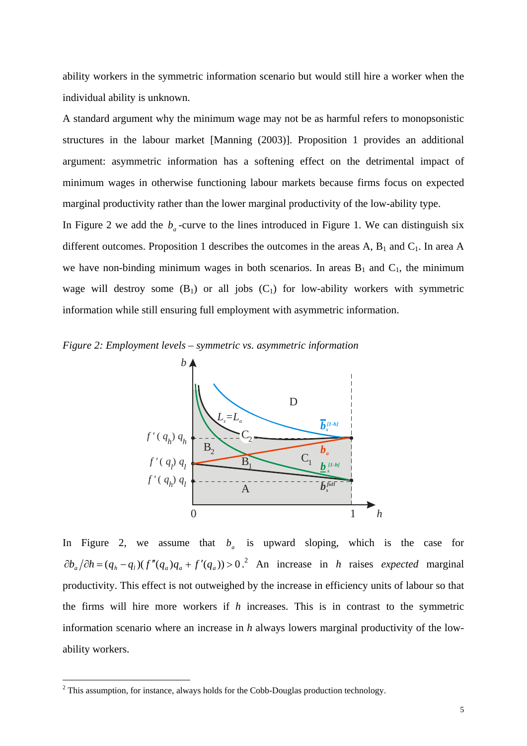ability workers in the symmetric information scenario but would still hire a worker when the individual ability is unknown.

A standard argument why the minimum wage may not be as harmful refers to monopsonistic structures in the labour market [Manning (2003)]. Proposition 1 provides an additional argument: asymmetric information has a softening effect on the detrimental impact of minimum wages in otherwise functioning labour markets because firms focus on expected marginal productivity rather than the lower marginal productivity of the low-ability type.

In Figure 2 we add the $b_a$-curve to the lines introduced in Figure 1. We can distinguish six different outcomes. Proposition 1 describes the outcomes in the areas A, $B_1$ and $C_1$. In area A we have non-binding minimum wages in both scenarios. In areas $B_1$ and $C_1$, the minimum wage will destroy some ($B_1$) or all jobs ($C_1$) for low-ability workers with symmetric information while still ensuring full employment with asymmetric information.

*Figure 2: Employment levels – symmetric vs. asymmetric information*

In Figure 2, we assume that $b_a$ is upward sloping, which is the case for $\partial b_a / \partial h = (q_h - q_l)(f''(q_a)q_a + f'(q_a)) > 0$.[2] An increase in $h$ raises *expected* marginal productivity. This effect is not outweighed by the increase in efficiency units of labour so that the firms will hire more workers if $h$ increases. This is in contrast to the symmetric information scenario where an increase in $h$ always lowers marginal productivity of the low-ability workers.

[2] This assumption, for instance, always holds for the Cobb-Douglas production technology.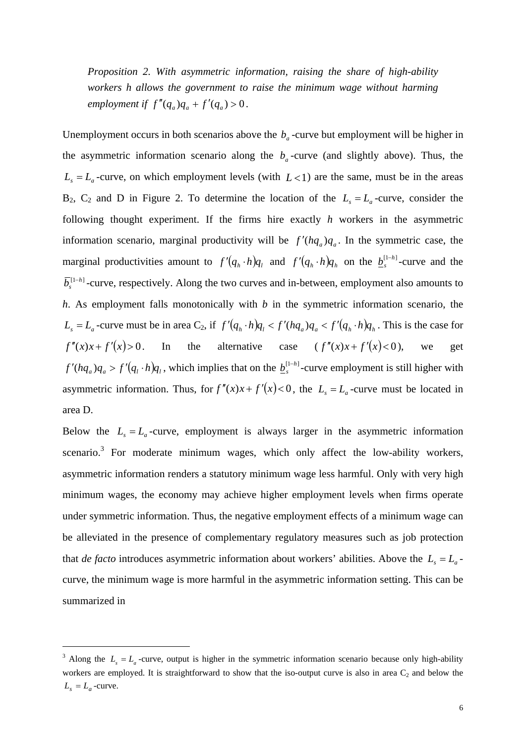*Proposition 2. With asymmetric information, raising the share of high-ability workers h allows the government to raise the minimum wage without harming employment if* $f''(q_a)q_a + f'(q_a) > 0$.

Unemployment occurs in both scenarios above the $b_a$-curve but employment will be higher in the asymmetric information scenario along the $b_a$-curve (and slightly above). Thus, the $L_s = L_a$-curve, on which employment levels (with $L < 1$) are the same, must be in the areas B$_2$, C$_2$ and D in Figure 2. To determine the location of the $L_s = L_a$-curve, consider the following thought experiment. If the firms hire exactly *h* workers in the asymmetric information scenario, marginal productivity will be $f'(hq_a)q_a$. In the symmetric case, the marginal productivities amount to $f'(q_h \cdot h)q_l$ and $f'(q_h \cdot h)q_h$ on the $\underline{b}_s^{[1-h]}$-curve and the $\overline{b}_s^{[1-h]}$-curve, respectively. Along the two curves and in-between, employment also amounts to *h*. As employment falls monotonically with *b* in the symmetric information scenario, the $L_s = L_a$-curve must be in area C$_2$, if $f'(q_h \cdot h)q_l < f'(hq_a)q_a < f'(q_h \cdot h)q_h$. This is the case for $f''(x)x + f'(x) > 0$. In the alternative case ($f''(x)x + f'(x) < 0$), we get $f'(hq_a)q_a > f'(q_l \cdot h)q_l$, which implies that on the $\underline{b}_s^{[1-h]}$-curve employment is still higher with asymmetric information. Thus, for $f''(x)x + f'(x) < 0$, the $L_s = L_a$-curve must be located in area D.

Below the $L_s = L_a$-curve, employment is always larger in the asymmetric information scenario.[3] For moderate minimum wages, which only affect the low-ability workers, asymmetric information renders a statutory minimum wage less harmful. Only with very high minimum wages, the economy may achieve higher employment levels when firms operate under symmetric information. Thus, the negative employment effects of a minimum wage can be alleviated in the presence of complementary regulatory measures such as job protection that *de facto* introduces asymmetric information about workers' abilities. Above the $L_s = L_a$-curve, the minimum wage is more harmful in the asymmetric information setting. This can be summarized in

---

[3] Along the $L_s = L_a$-curve, output is higher in the symmetric information scenario because only high-ability workers are employed. It is straightforward to show that the iso-output curve is also in area C$_2$ and below the $L_s = L_a$-curve.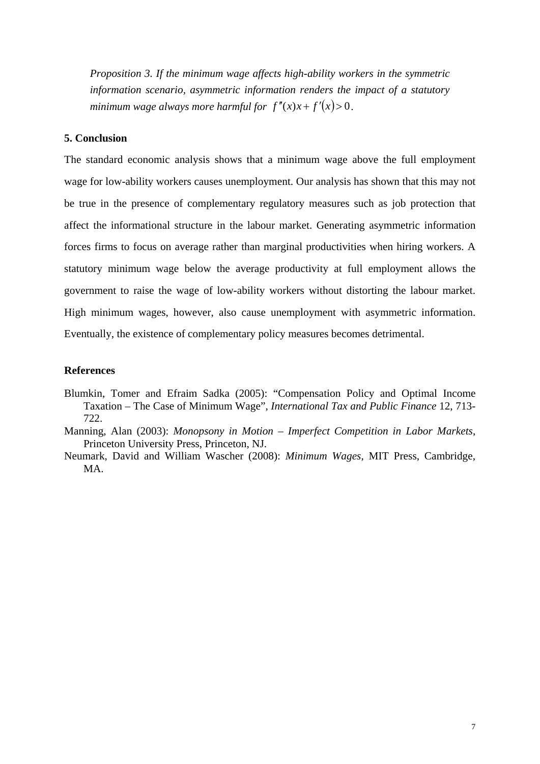*Proposition 3. If the minimum wage affects high-ability workers in the symmetric information scenario, asymmetric information renders the impact of a statutory minimum wage always more harmful for* $f''(x)x + f'(x) > 0$.

## 5. Conclusion

The standard economic analysis shows that a minimum wage above the full employment wage for low-ability workers causes unemployment. Our analysis has shown that this may not be true in the presence of complementary regulatory measures such as job protection that affect the informational structure in the labour market. Generating asymmetric information forces firms to focus on average rather than marginal productivities when hiring workers. A statutory minimum wage below the average productivity at full employment allows the government to raise the wage of low-ability workers without distorting the labour market. High minimum wages, however, also cause unemployment with asymmetric information. Eventually, the existence of complementary policy measures becomes detrimental.

## References

Blumkin, Tomer and Efraim Sadka (2005): "Compensation Policy and Optimal Income Taxation – The Case of Minimum Wage", *International Tax and Public Finance* 12, 713-722.

Manning, Alan (2003): *Monopsony in Motion – Imperfect Competition in Labor Markets*, Princeton University Press, Princeton, NJ.

Neumark, David and William Wascher (2008): *Minimum Wages*, MIT Press, Cambridge, MA.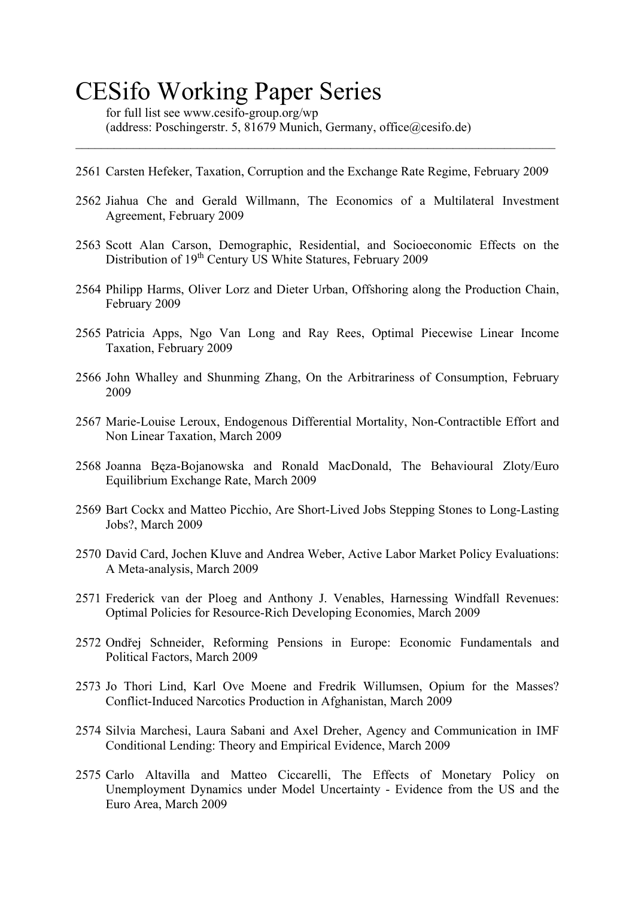# CESifo Working Paper Series

for full list see www.cesifo-group.org/wp
(address: Poschingerstr. 5, 81679 Munich, Germany, office@cesifo.de)

---

2561 Carsten Hefeker, Taxation, Corruption and the Exchange Rate Regime, February 2009

2562 Jiahua Che and Gerald Willmann, The Economics of a Multilateral Investment Agreement, February 2009

2563 Scott Alan Carson, Demographic, Residential, and Socioeconomic Effects on the Distribution of 19th Century US White Statures, February 2009

2564 Philipp Harms, Oliver Lorz and Dieter Urban, Offshoring along the Production Chain, February 2009

2565 Patricia Apps, Ngo Van Long and Ray Rees, Optimal Piecewise Linear Income Taxation, February 2009

2566 John Whalley and Shunming Zhang, On the Arbitrariness of Consumption, February 2009

2567 Marie-Louise Leroux, Endogenous Differential Mortality, Non-Contractible Effort and Non Linear Taxation, March 2009

2568 Joanna Bęza-Bojanowska and Ronald MacDonald, The Behavioural Zloty/Euro Equilibrium Exchange Rate, March 2009

2569 Bart Cockx and Matteo Picchio, Are Short-Lived Jobs Stepping Stones to Long-Lasting Jobs?, March 2009

2570 David Card, Jochen Kluve and Andrea Weber, Active Labor Market Policy Evaluations: A Meta-analysis, March 2009

2571 Frederick van der Ploeg and Anthony J. Venables, Harnessing Windfall Revenues: Optimal Policies for Resource-Rich Developing Economies, March 2009

2572 Ondřej Schneider, Reforming Pensions in Europe: Economic Fundamentals and Political Factors, March 2009

2573 Jo Thori Lind, Karl Ove Moene and Fredrik Willumsen, Opium for the Masses? Conflict-Induced Narcotics Production in Afghanistan, March 2009

2574 Silvia Marchesi, Laura Sabani and Axel Dreher, Agency and Communication in IMF Conditional Lending: Theory and Empirical Evidence, March 2009

2575 Carlo Altavilla and Matteo Ciccarelli, The Effects of Monetary Policy on Unemployment Dynamics under Model Uncertainty - Evidence from the US and the Euro Area, March 2009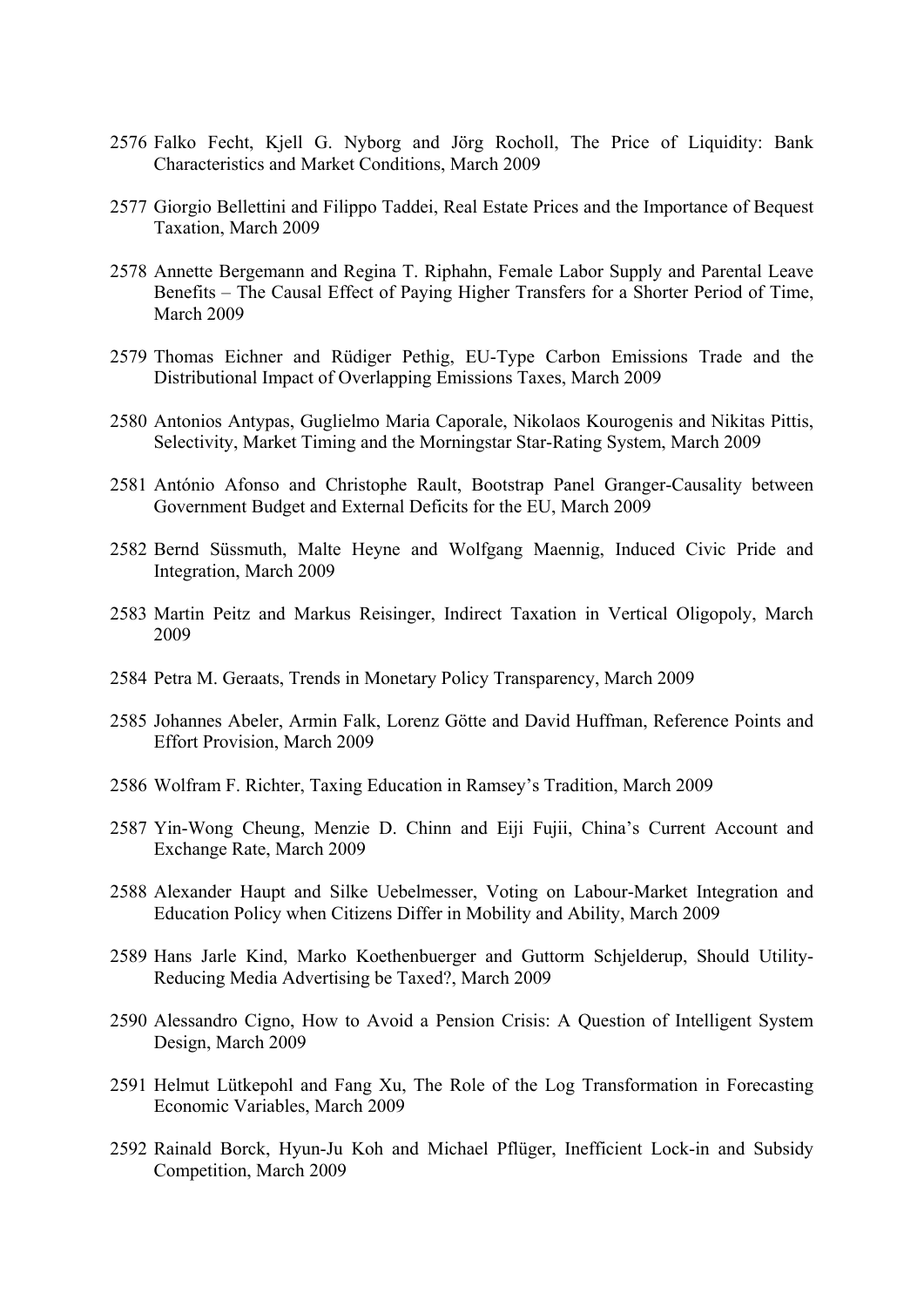2576 Falko Fecht, Kjell G. Nyborg and Jörg Rocholl, The Price of Liquidity: Bank Characteristics and Market Conditions, March 2009

2577 Giorgio Bellettini and Filippo Taddei, Real Estate Prices and the Importance of Bequest Taxation, March 2009

2578 Annette Bergemann and Regina T. Riphahn, Female Labor Supply and Parental Leave Benefits – The Causal Effect of Paying Higher Transfers for a Shorter Period of Time, March 2009

2579 Thomas Eichner and Rüdiger Pethig, EU-Type Carbon Emissions Trade and the Distributional Impact of Overlapping Emissions Taxes, March 2009

2580 Antonios Antypas, Guglielmo Maria Caporale, Nikolaos Kourogenis and Nikitas Pittis, Selectivity, Market Timing and the Morningstar Star-Rating System, March 2009

2581 António Afonso and Christophe Rault, Bootstrap Panel Granger-Causality between Government Budget and External Deficits for the EU, March 2009

2582 Bernd Süssmuth, Malte Heyne and Wolfgang Maennig, Induced Civic Pride and Integration, March 2009

2583 Martin Peitz and Markus Reisinger, Indirect Taxation in Vertical Oligopoly, March 2009

2584 Petra M. Geraats, Trends in Monetary Policy Transparency, March 2009

2585 Johannes Abeler, Armin Falk, Lorenz Götte and David Huffman, Reference Points and Effort Provision, March 2009

2586 Wolfram F. Richter, Taxing Education in Ramsey's Tradition, March 2009

2587 Yin-Wong Cheung, Menzie D. Chinn and Eiji Fujii, China's Current Account and Exchange Rate, March 2009

2588 Alexander Haupt and Silke Uebelmesser, Voting on Labour-Market Integration and Education Policy when Citizens Differ in Mobility and Ability, March 2009

2589 Hans Jarle Kind, Marko Koethenbuerger and Guttorm Schjelderup, Should Utility-Reducing Media Advertising be Taxed?, March 2009

2590 Alessandro Cigno, How to Avoid a Pension Crisis: A Question of Intelligent System Design, March 2009

2591 Helmut Lütkepohl and Fang Xu, The Role of the Log Transformation in Forecasting Economic Variables, March 2009

2592 Rainald Borck, Hyun-Ju Koh and Michael Pflüger, Inefficient Lock-in and Subsidy Competition, March 2009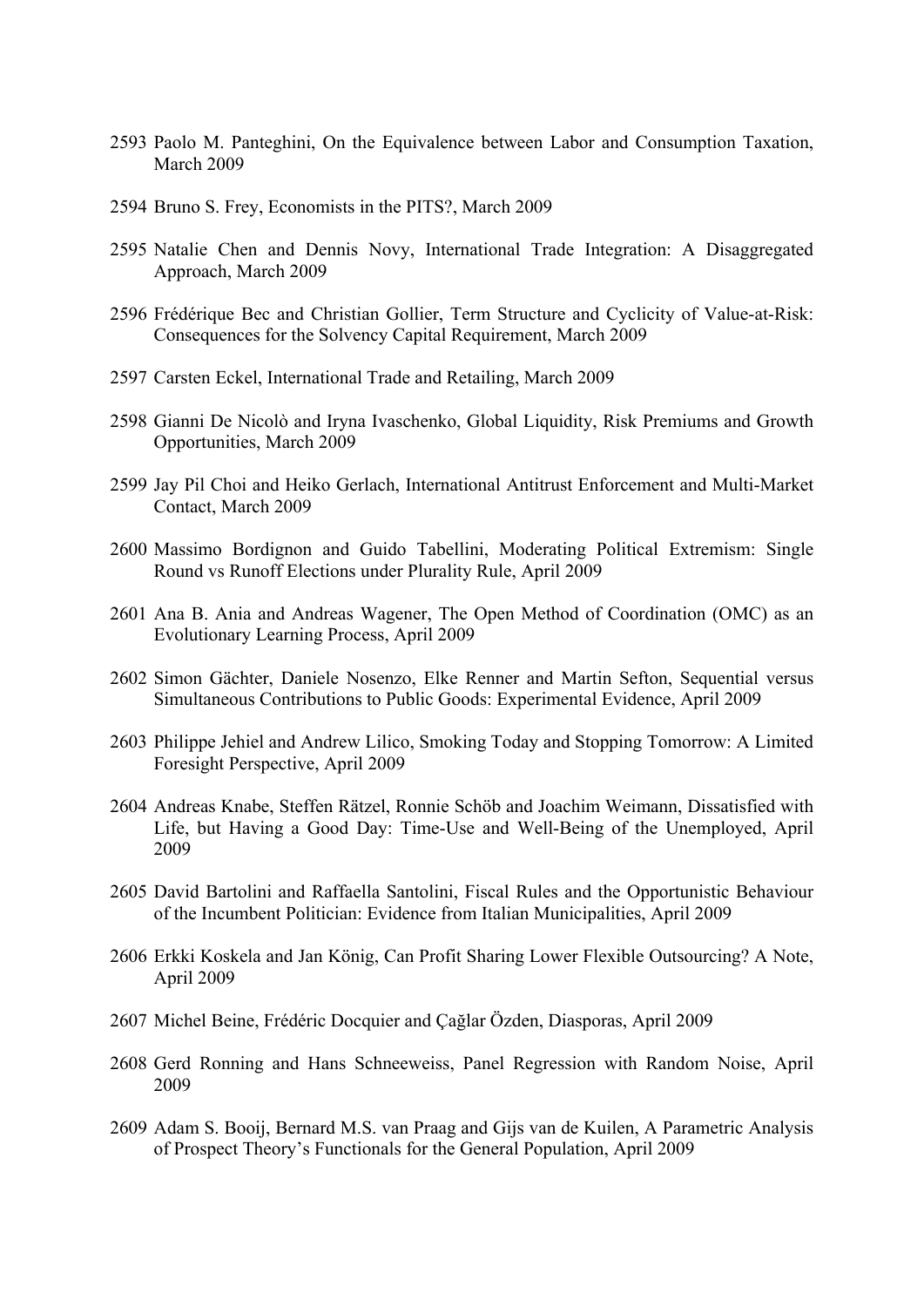2593 Paolo M. Panteghini, On the Equivalence between Labor and Consumption Taxation, March 2009

2594 Bruno S. Frey, Economists in the PITS?, March 2009

2595 Natalie Chen and Dennis Novy, International Trade Integration: A Disaggregated Approach, March 2009

2596 Frédérique Bec and Christian Gollier, Term Structure and Cyclicity of Value-at-Risk: Consequences for the Solvency Capital Requirement, March 2009

2597 Carsten Eckel, International Trade and Retailing, March 2009

2598 Gianni De Nicolò and Iryna Ivaschenko, Global Liquidity, Risk Premiums and Growth Opportunities, March 2009

2599 Jay Pil Choi and Heiko Gerlach, International Antitrust Enforcement and Multi-Market Contact, March 2009

2600 Massimo Bordignon and Guido Tabellini, Moderating Political Extremism: Single Round vs Runoff Elections under Plurality Rule, April 2009

2601 Ana B. Ania and Andreas Wagener, The Open Method of Coordination (OMC) as an Evolutionary Learning Process, April 2009

2602 Simon Gächter, Daniele Nosenzo, Elke Renner and Martin Sefton, Sequential versus Simultaneous Contributions to Public Goods: Experimental Evidence, April 2009

2603 Philippe Jehiel and Andrew Lilico, Smoking Today and Stopping Tomorrow: A Limited Foresight Perspective, April 2009

2604 Andreas Knabe, Steffen Rätzel, Ronnie Schöb and Joachim Weimann, Dissatisfied with Life, but Having a Good Day: Time-Use and Well-Being of the Unemployed, April 2009

2605 David Bartolini and Raffaella Santolini, Fiscal Rules and the Opportunistic Behaviour of the Incumbent Politician: Evidence from Italian Municipalities, April 2009

2606 Erkki Koskela and Jan König, Can Profit Sharing Lower Flexible Outsourcing? A Note, April 2009

2607 Michel Beine, Frédéric Docquier and Çağlar Özden, Diasporas, April 2009

2608 Gerd Ronning and Hans Schneeweiss, Panel Regression with Random Noise, April 2009

2609 Adam S. Booij, Bernard M.S. van Praag and Gijs van de Kuilen, A Parametric Analysis of Prospect Theory's Functionals for the General Population, April 2009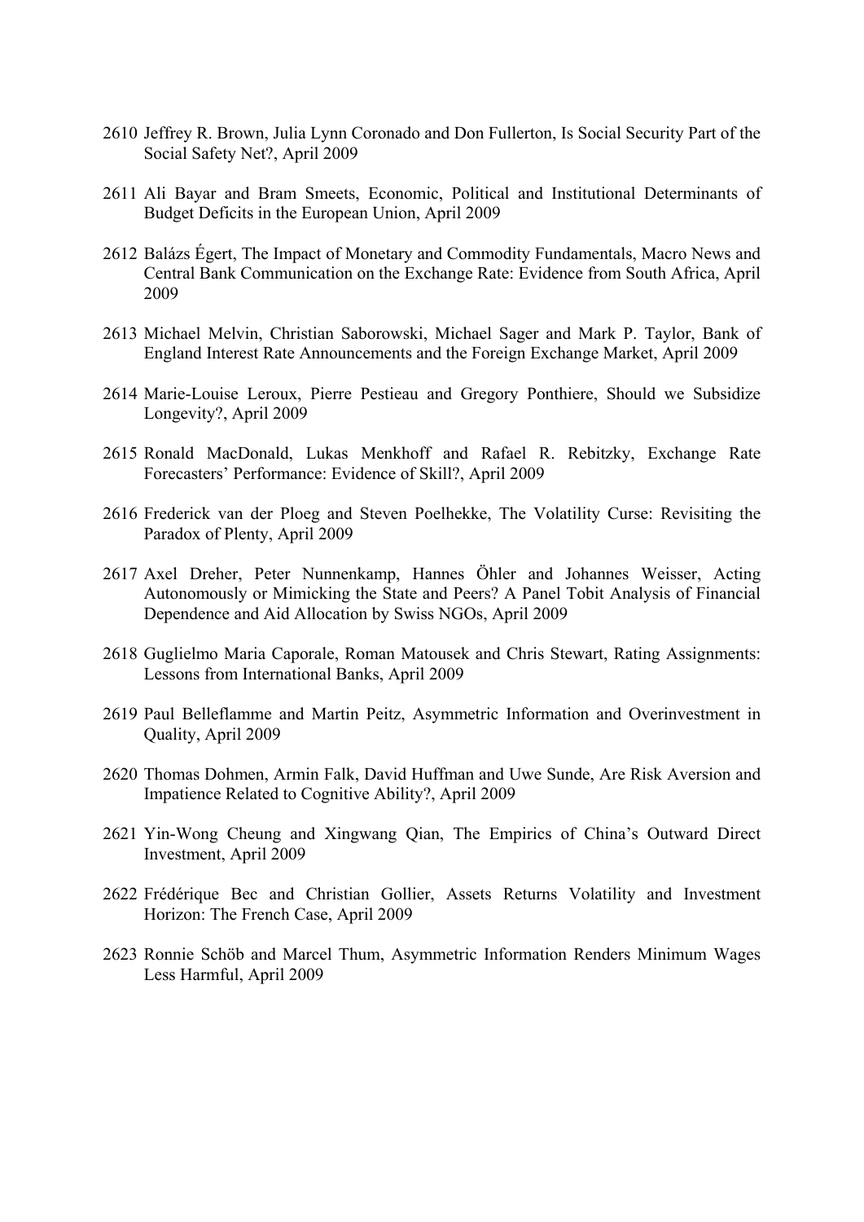2610 Jeffrey R. Brown, Julia Lynn Coronado and Don Fullerton, Is Social Security Part of the Social Safety Net?, April 2009

2611 Ali Bayar and Bram Smeets, Economic, Political and Institutional Determinants of Budget Deficits in the European Union, April 2009

2612 Balázs Égert, The Impact of Monetary and Commodity Fundamentals, Macro News and Central Bank Communication on the Exchange Rate: Evidence from South Africa, April 2009

2613 Michael Melvin, Christian Saborowski, Michael Sager and Mark P. Taylor, Bank of England Interest Rate Announcements and the Foreign Exchange Market, April 2009

2614 Marie-Louise Leroux, Pierre Pestieau and Gregory Ponthiere, Should we Subsidize Longevity?, April 2009

2615 Ronald MacDonald, Lukas Menkhoff and Rafael R. Rebitzky, Exchange Rate Forecasters' Performance: Evidence of Skill?, April 2009

2616 Frederick van der Ploeg and Steven Poelhekke, The Volatility Curse: Revisiting the Paradox of Plenty, April 2009

2617 Axel Dreher, Peter Nunnenkamp, Hannes Öhler and Johannes Weisser, Acting Autonomously or Mimicking the State and Peers? A Panel Tobit Analysis of Financial Dependence and Aid Allocation by Swiss NGOs, April 2009

2618 Guglielmo Maria Caporale, Roman Matousek and Chris Stewart, Rating Assignments: Lessons from International Banks, April 2009

2619 Paul Belleflamme and Martin Peitz, Asymmetric Information and Overinvestment in Quality, April 2009

2620 Thomas Dohmen, Armin Falk, David Huffman and Uwe Sunde, Are Risk Aversion and Impatience Related to Cognitive Ability?, April 2009

2621 Yin-Wong Cheung and Xingwang Qian, The Empirics of China's Outward Direct Investment, April 2009

2622 Frédérique Bec and Christian Gollier, Assets Returns Volatility and Investment Horizon: The French Case, April 2009

2623 Ronnie Schöb and Marcel Thum, Asymmetric Information Renders Minimum Wages Less Harmful, April 2009